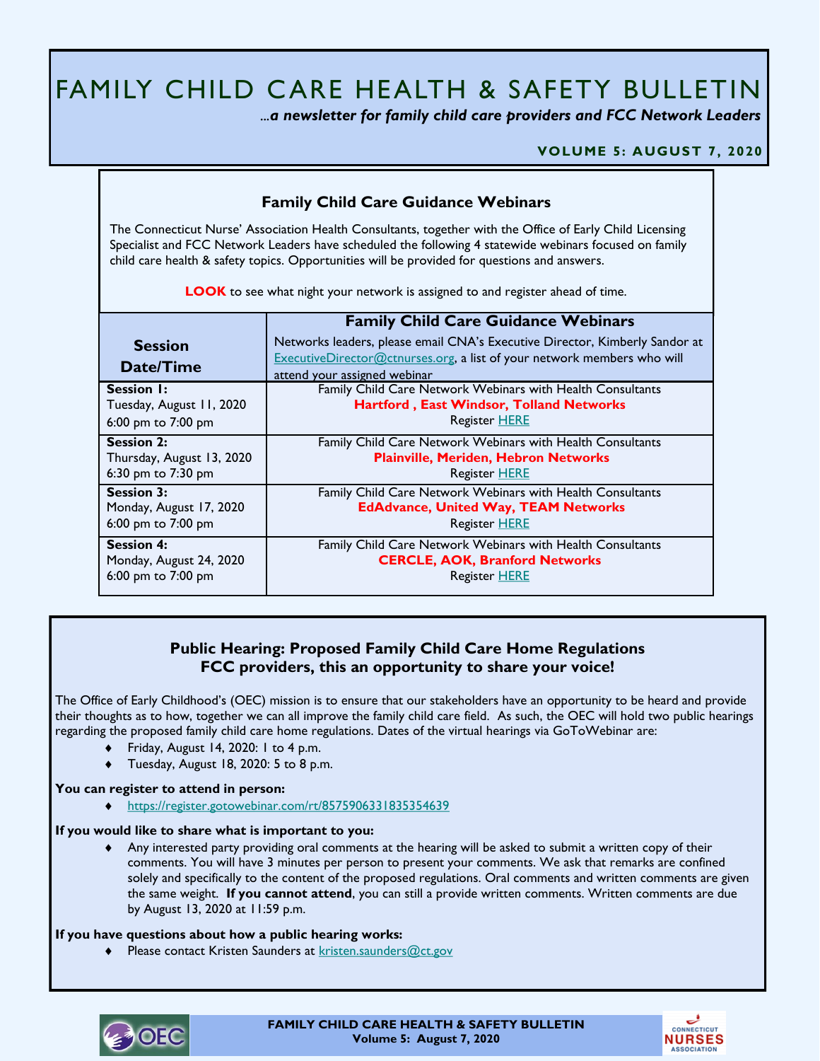# FAMILY CHILD CARE HEALTH & SAFETY BULLETIN

***...a newsletter for family child care providers and FCC Network Leaders***

**VOLUME 5: AUGUST 7, 2020**

## Family Child Care Guidance Webinars

The Connecticut Nurse' Association Health Consultants, together with the Office of Early Child Licensing Specialist and FCC Network Leaders have scheduled the following 4 statewide webinars focused on family child care health & safety topics. Opportunities will be provided for questions and answers.

**LOOK** to see what night your network is assigned to and register ahead of time.

| Session Date/Time | **Family Child Care Guidance Webinars** Networks leaders, please email CNA's Executive Director, Kimberly Sandor at ExecutiveDirector@ctnurses.org, a list of your network members who will attend your assigned webinar |
|---|---|
| **Session 1:** Tuesday, August 11, 2020 6:00 pm to 7:00 pm | Family Child Care Network Webinars with Health Consultants **Hartford , East Windsor, Tolland Networks** Register HERE |
| **Session 2:** Thursday, August 13, 2020 6:30 pm to 7:30 pm | Family Child Care Network Webinars with Health Consultants **Plainville, Meriden, Hebron Networks** Register HERE |
| **Session 3:** Monday, August 17, 2020 6:00 pm to 7:00 pm | Family Child Care Network Webinars with Health Consultants **EdAdvance, United Way, TEAM Networks** Register HERE |
| **Session 4:** Monday, August 24, 2020 6:00 pm to 7:00 pm | Family Child Care Network Webinars with Health Consultants **CERCLE, AOK, Branford Networks** Register HERE |

## Public Hearing: Proposed Family Child Care Home Regulations FCC providers, this an opportunity to share your voice!

The Office of Early Childhood's (OEC) mission is to ensure that our stakeholders have an opportunity to be heard and provide their thoughts as to how, together we can all improve the family child care field. As such, the OEC will hold two public hearings regarding the proposed family child care home regulations. Dates of the virtual hearings via GoToWebinar are:

- Friday, August 14, 2020: 1 to 4 p.m.
- Tuesday, August 18, 2020: 5 to 8 p.m.

**You can register to attend in person:**

- https://register.gotowebinar.com/rt/8575906331835354639

**If you would like to share what is important to you:**

- Any interested party providing oral comments at the hearing will be asked to submit a written copy of their comments. You will have 3 minutes per person to present your comments. We ask that remarks are confined solely and specifically to the content of the proposed regulations. Oral comments and written comments are given the same weight. **If you cannot attend**, you can still a provide written comments. Written comments are due by August 13, 2020 at 11:59 p.m.

**If you have questions about how a public hearing works:**

- Please contact Kristen Saunders at kristen.saunders@ct.gov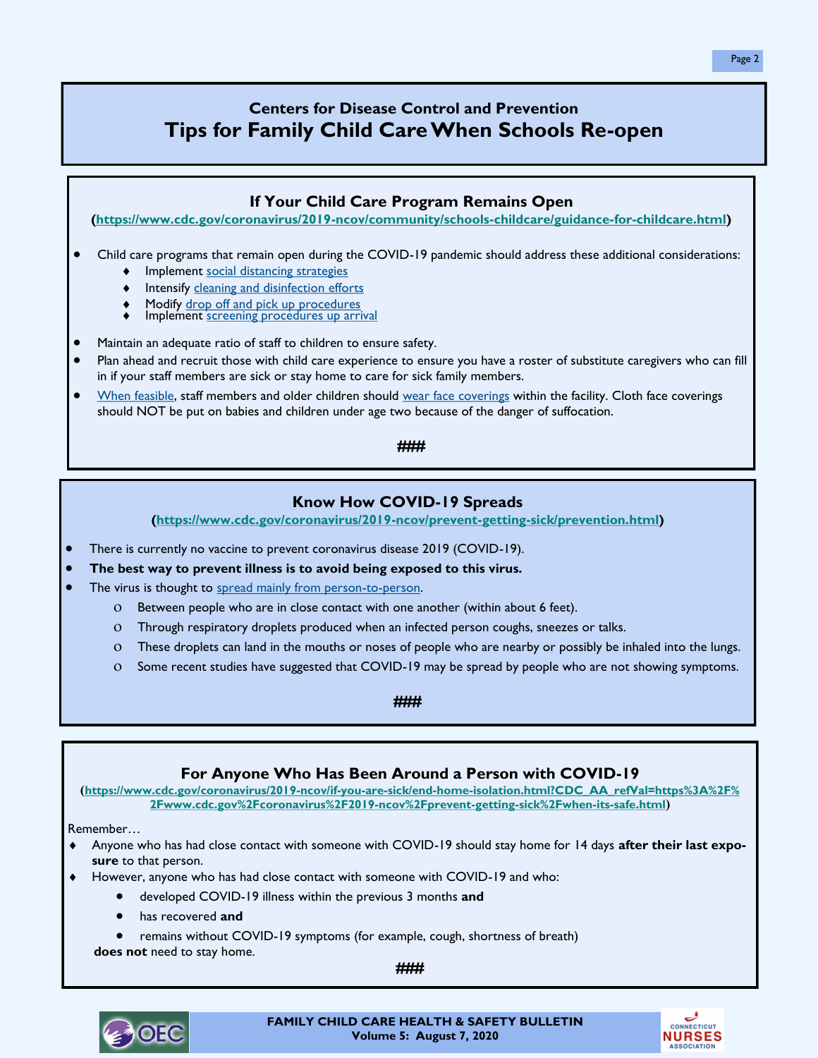## Centers for Disease Control and Prevention

# Tips for Family Child Care When Schools Re-open

### If Your Child Care Program Remains Open

(**https://www.cdc.gov/coronavirus/2019-ncov/community/schools-childcare/guidance-for-childcare.html**)

- Child care programs that remain open during the COVID-19 pandemic should address these additional considerations:
  - Implement social distancing strategies
  - Intensify cleaning and disinfection efforts
  - Modify drop off and pick up procedures
  - Implement screening procedures up arrival
- Maintain an adequate ratio of staff to children to ensure safety.
- Plan ahead and recruit those with child care experience to ensure you have a roster of substitute caregivers who can fill in if your staff members are sick or stay home to care for sick family members.
- When feasible, staff members and older children should wear face coverings within the facility. Cloth face coverings should NOT be put on babies and children under age two because of the danger of suffocation.

**###**

### Know How COVID-19 Spreads

(**https://www.cdc.gov/coronavirus/2019-ncov/prevent-getting-sick/prevention.html**)

- There is currently no vaccine to prevent coronavirus disease 2019 (COVID-19).
- **The best way to prevent illness is to avoid being exposed to this virus.**
- The virus is thought to spread mainly from person-to-person.
  - Between people who are in close contact with one another (within about 6 feet).
  - Through respiratory droplets produced when an infected person coughs, sneezes or talks.
  - These droplets can land in the mouths or noses of people who are nearby or possibly be inhaled into the lungs.
  - Some recent studies have suggested that COVID-19 may be spread by people who are not showing symptoms.

**###**

### For Anyone Who Has Been Around a Person with COVID-19

(**https://www.cdc.gov/coronavirus/2019-ncov/if-you-are-sick/end-home-isolation.html?CDC_AA_refVal=https%3A%2F%2Fwww.cdc.gov%2Fcoronavirus%2F2019-ncov%2Fprevent-getting-sick%2Fwhen-its-safe.html**)

Remember…

- Anyone who has had close contact with someone with COVID-19 should stay home for 14 days **after their last exposure** to that person.
- However, anyone who has had close contact with someone with COVID-19 and who:
  - developed COVID-19 illness within the previous 3 months **and**
  - has recovered **and**
  - remains without COVID-19 symptoms (for example, cough, shortness of breath)

  **does not** need to stay home.

**###**

**FAMILY CHILD CARE HEALTH & SAFETY BULLETIN**
**Volume 5: August 7, 2020**